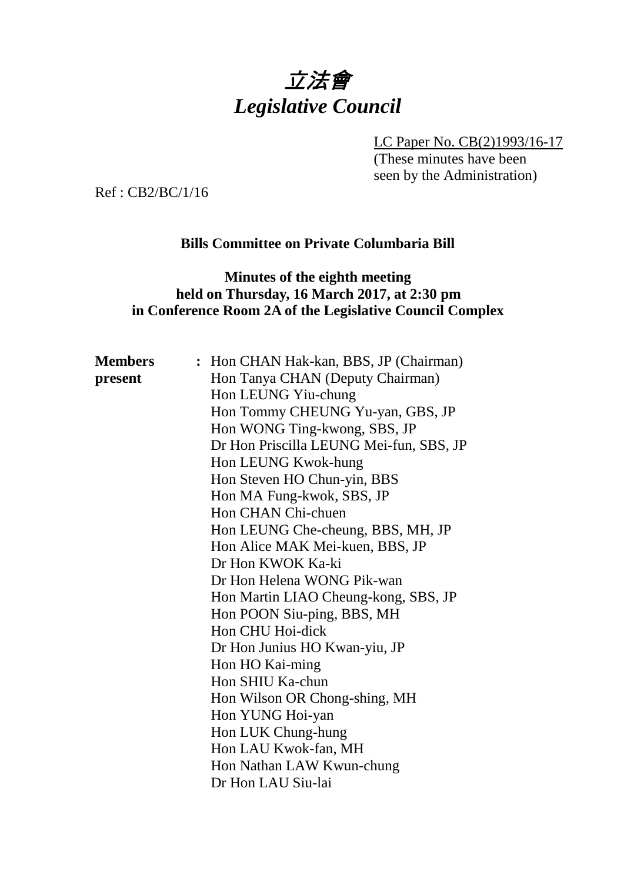# 立法會
# *Legislative Council*

LC Paper No. CB(2)1993/16-17
(These minutes have been seen by the Administration)

Ref : CB2/BC/1/16

**Bills Committee on Private Columbaria Bill**

**Minutes of the eighth meeting held on Thursday, 16 March 2017, at 2:30 pm in Conference Room 2A of the Legislative Council Complex**

| | | |
|---|---|---|
| **Members present** | **:** | Hon CHAN Hak-kan, BBS, JP (Chairman) |
| | | Hon Tanya CHAN (Deputy Chairman) |
| | | Hon LEUNG Yiu-chung |
| | | Hon Tommy CHEUNG Yu-yan, GBS, JP |
| | | Hon WONG Ting-kwong, SBS, JP |
| | | Dr Hon Priscilla LEUNG Mei-fun, SBS, JP |
| | | Hon LEUNG Kwok-hung |
| | | Hon Steven HO Chun-yin, BBS |
| | | Hon MA Fung-kwok, SBS, JP |
| | | Hon CHAN Chi-chuen |
| | | Hon LEUNG Che-cheung, BBS, MH, JP |
| | | Hon Alice MAK Mei-kuen, BBS, JP |
| | | Dr Hon KWOK Ka-ki |
| | | Dr Hon Helena WONG Pik-wan |
| | | Hon Martin LIAO Cheung-kong, SBS, JP |
| | | Hon POON Siu-ping, BBS, MH |
| | | Hon CHU Hoi-dick |
| | | Dr Hon Junius HO Kwan-yiu, JP |
| | | Hon HO Kai-ming |
| | | Hon SHIU Ka-chun |
| | | Hon Wilson OR Chong-shing, MH |
| | | Hon YUNG Hoi-yan |
| | | Hon LUK Chung-hung |
| | | Hon LAU Kwok-fan, MH |
| | | Hon Nathan LAW Kwun-chung |
| | | Dr Hon LAU Siu-lai |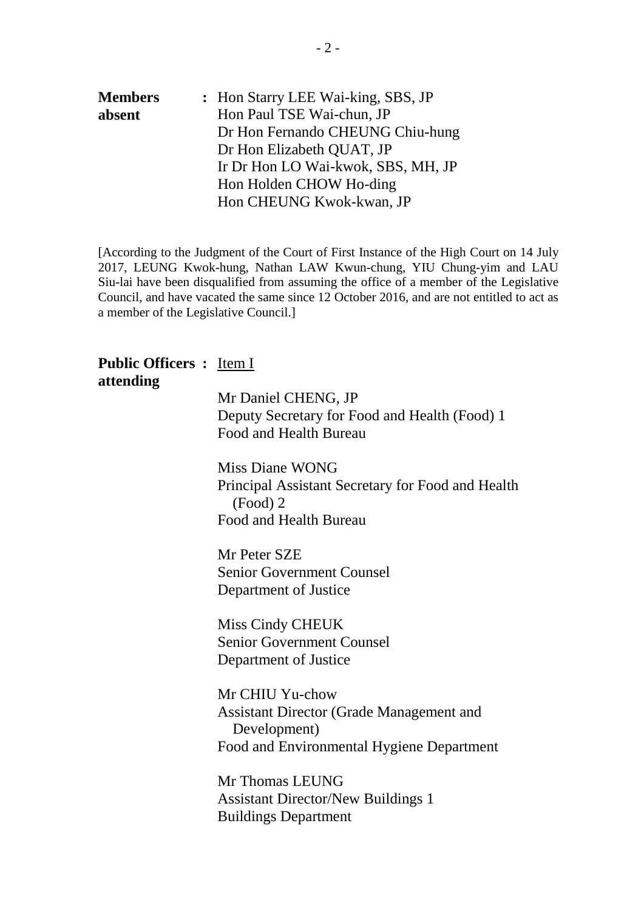**Members absent** : Hon Starry LEE Wai-king, SBS, JP
Hon Paul TSE Wai-chun, JP
Dr Hon Fernando CHEUNG Chiu-hung
Dr Hon Elizabeth QUAT, JP
Ir Dr Hon LO Wai-kwok, SBS, MH, JP
Hon Holden CHOW Ho-ding
Hon CHEUNG Kwok-kwan, JP

[According to the Judgment of the Court of First Instance of the High Court on 14 July 2017, LEUNG Kwok-hung, Nathan LAW Kwun-chung, YIU Chung-yim and LAU Siu-lai have been disqualified from assuming the office of a member of the Legislative Council, and have vacated the same since 12 October 2016, and are not entitled to act as a member of the Legislative Council.]

**Public Officers attending** : Item I

Mr Daniel CHENG, JP
Deputy Secretary for Food and Health (Food) 1
Food and Health Bureau

Miss Diane WONG
Principal Assistant Secretary for Food and Health (Food) 2
Food and Health Bureau

Mr Peter SZE
Senior Government Counsel
Department of Justice

Miss Cindy CHEUK
Senior Government Counsel
Department of Justice

Mr CHIU Yu-chow
Assistant Director (Grade Management and Development)
Food and Environmental Hygiene Department

Mr Thomas LEUNG
Assistant Director/New Buildings 1
Buildings Department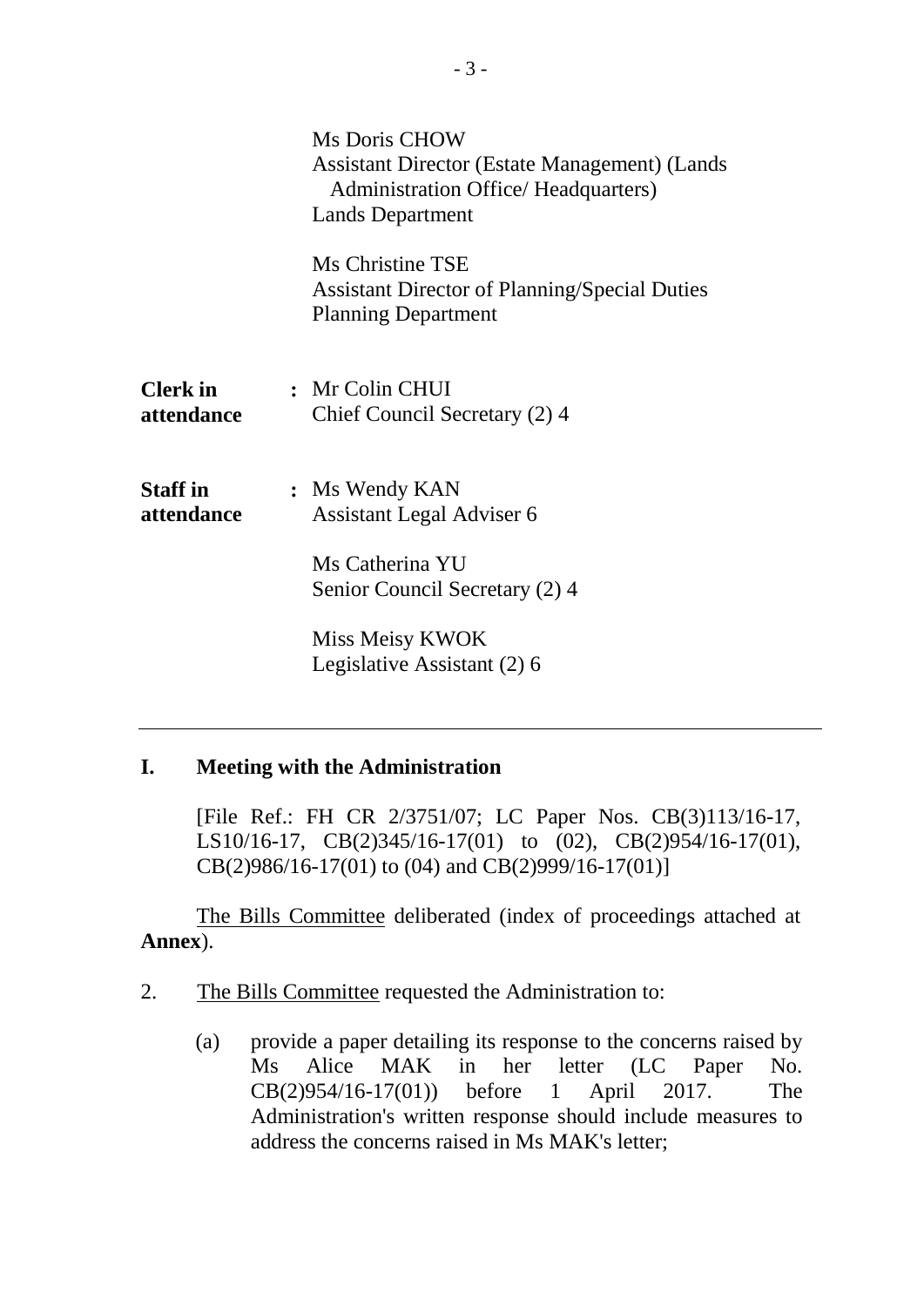Ms Doris CHOW
Assistant Director (Estate Management) (Lands Administration Office/ Headquarters)
Lands Department

Ms Christine TSE
Assistant Director of Planning/Special Duties
Planning Department

**Clerk in attendance** : Mr Colin CHUI
Chief Council Secretary (2) 4

**Staff in attendance** : Ms Wendy KAN
Assistant Legal Adviser 6

Ms Catherina YU
Senior Council Secretary (2) 4

Miss Meisy KWOK
Legislative Assistant (2) 6

---

## I. Meeting with the Administration

[File Ref.: FH CR 2/3751/07; LC Paper Nos. CB(3)113/16-17, LS10/16-17, CB(2)345/16-17(01) to (02), CB(2)954/16-17(01), CB(2)986/16-17(01) to (04) and CB(2)999/16-17(01)]

The Bills Committee deliberated (index of proceedings attached at **Annex**).

2. The Bills Committee requested the Administration to:

(a) provide a paper detailing its response to the concerns raised by Ms Alice MAK in her letter (LC Paper No. CB(2)954/16-17(01)) before 1 April 2017. The Administration's written response should include measures to address the concerns raised in Ms MAK's letter;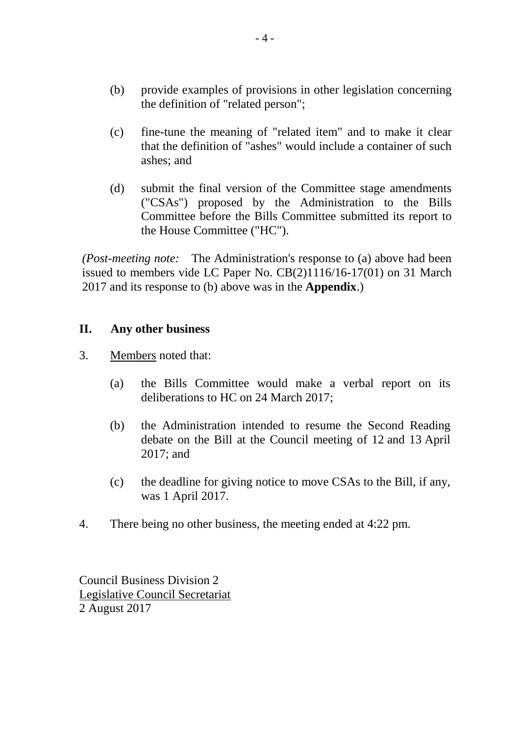(b) provide examples of provisions in other legislation concerning the definition of "related person";

(c) fine-tune the meaning of "related item" and to make it clear that the definition of "ashes" would include a container of such ashes; and

(d) submit the final version of the Committee stage amendments ("CSAs") proposed by the Administration to the Bills Committee before the Bills Committee submitted its report to the House Committee ("HC").

*(Post-meeting note:* The Administration's response to (a) above had been issued to members vide LC Paper No. CB(2)1116/16-17(01) on 31 March 2017 and its response to (b) above was in the **Appendix**.)

## II. Any other business

3. Members noted that:

(a) the Bills Committee would make a verbal report on its deliberations to HC on 24 March 2017;

(b) the Administration intended to resume the Second Reading debate on the Bill at the Council meeting of 12 and 13 April 2017; and

(c) the deadline for giving notice to move CSAs to the Bill, if any, was 1 April 2017.

4. There being no other business, the meeting ended at 4:22 pm.

Council Business Division 2
Legislative Council Secretariat
2 August 2017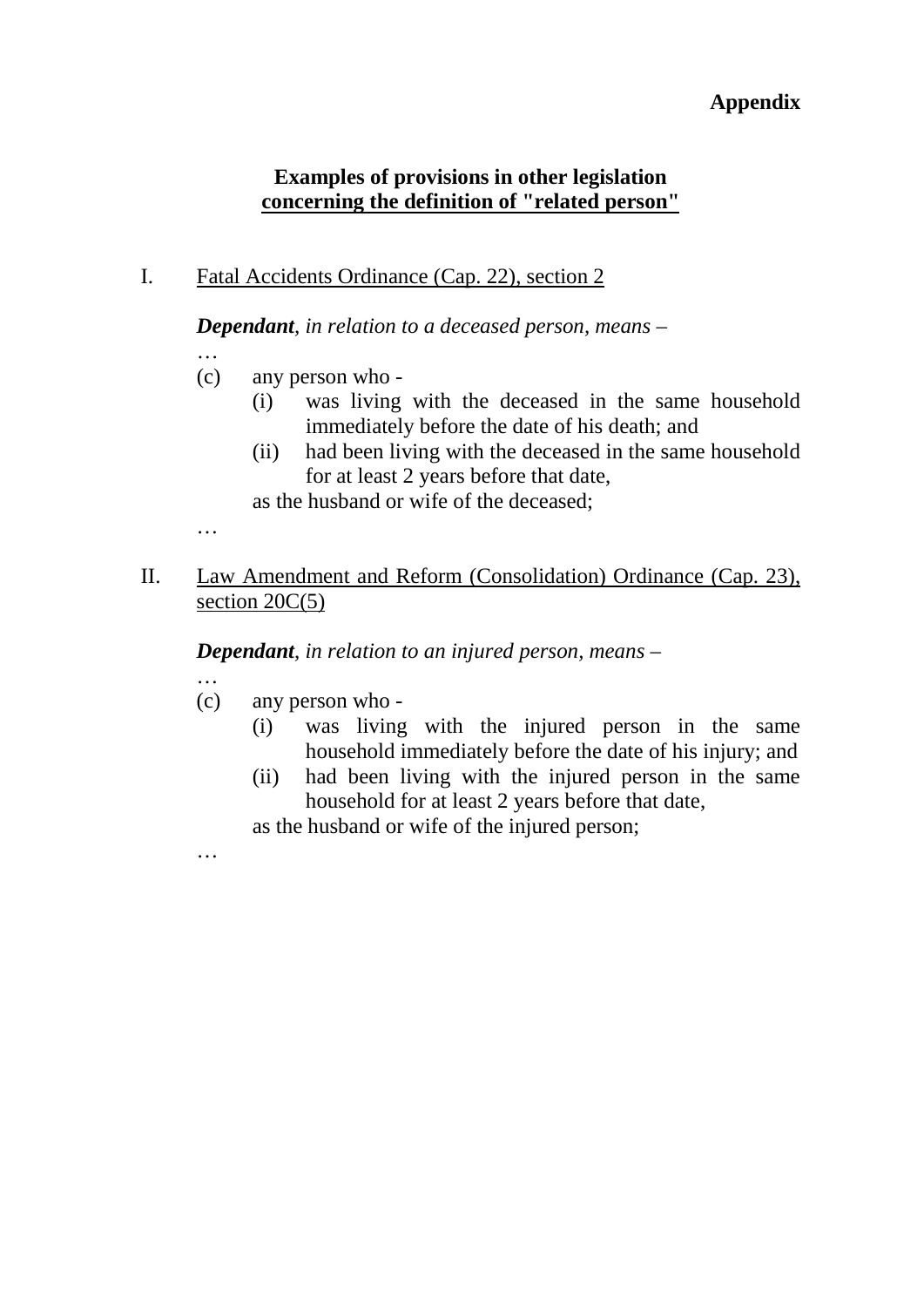**Appendix**

**Examples of provisions in other legislation**
**concerning the definition of "related person"**

I. Fatal Accidents Ordinance (Cap. 22), section 2

***Dependant****, in relation to a deceased person, means* –

…

(c) any person who -
  - (i) was living with the deceased in the same household immediately before the date of his death; and
  - (ii) had been living with the deceased in the same household for at least 2 years before that date,

  as the husband or wife of the deceased;

…

II. Law Amendment and Reform (Consolidation) Ordinance (Cap. 23), section 20C(5)

***Dependant****, in relation to an injured person, means* –

…

(c) any person who -
  - (i) was living with the injured person in the same household immediately before the date of his injury; and
  - (ii) had been living with the injured person in the same household for at least 2 years before that date,

  as the husband or wife of the injured person;

…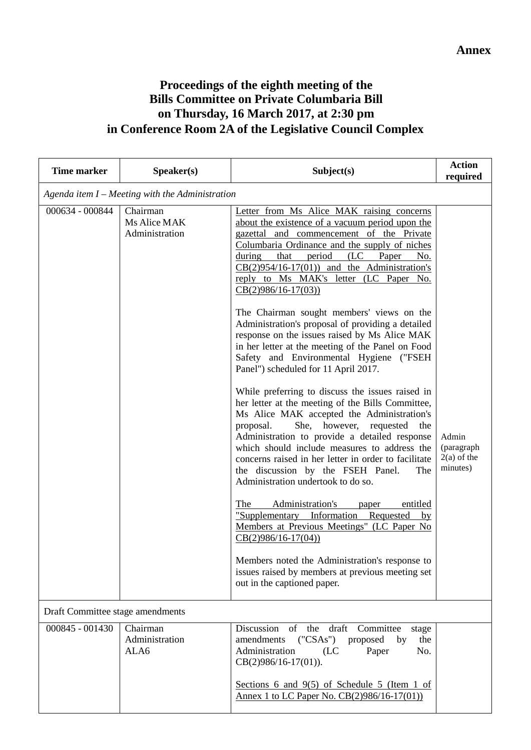**Annex**

# Proceedings of the eighth meeting of the Bills Committee on Private Columbaria Bill on Thursday, 16 March 2017, at 2:30 pm in Conference Room 2A of the Legislative Council Complex

| Time marker | Speaker(s) | Subject(s) | Action required |
|---|---|---|---|
| *Agenda item I – Meeting with the Administration* | | | |
| 000634 - 000844 | Chairman<br>Ms Alice MAK<br>Administration | Letter from Ms Alice MAK raising concerns about the existence of a vacuum period upon the gazettal and commencement of the Private Columbaria Ordinance and the supply of niches during that period (LC Paper No. CB(2)954/16-17(01)) and the Administration's reply to Ms MAK's letter (LC Paper No. CB(2)986/16-17(03))<br><br>The Chairman sought members' views on the Administration's proposal of providing a detailed response on the issues raised by Ms Alice MAK in her letter at the meeting of the Panel on Food Safety and Environmental Hygiene ("FSEH Panel") scheduled for 11 April 2017.<br><br>While preferring to discuss the issues raised in her letter at the meeting of the Bills Committee, Ms Alice MAK accepted the Administration's proposal. She, however, requested the Administration to provide a detailed response which should include measures to address the concerns raised in her letter in order to facilitate the discussion by the FSEH Panel. The Administration undertook to do so.<br><br>The Administration's paper entitled "Supplementary Information Requested by Members at Previous Meetings" (LC Paper No CB(2)986/16-17(04))<br><br>Members noted the Administration's response to issues raised by members at previous meeting set out in the captioned paper. | Admin (paragraph 2(a) of the minutes) |
| Draft Committee stage amendments | | | |
| 000845 - 001430 | Chairman<br>Administration<br>ALA6 | Discussion of the draft Committee stage amendments ("CSAs") proposed by the Administration (LC Paper No. CB(2)986/16-17(01)).<br><br>Sections 6 and 9(5) of Schedule 5 (Item 1 of Annex 1 to LC Paper No. CB(2)986/16-17(01)) | |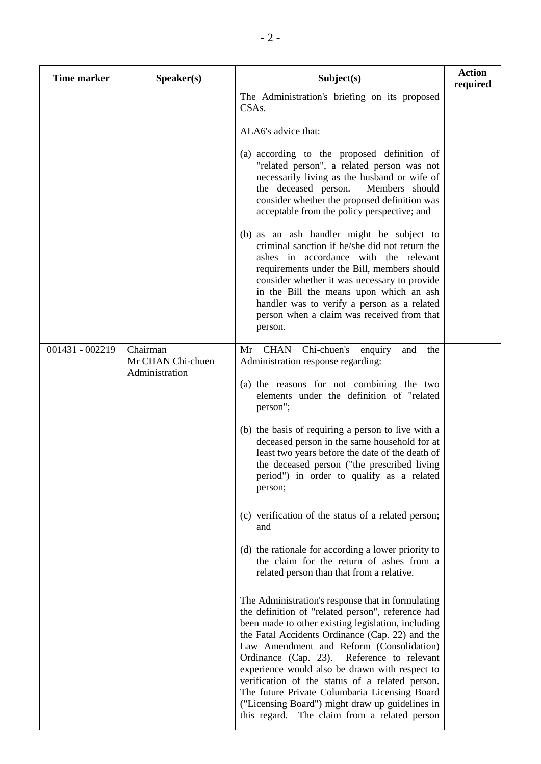| Time marker | Speaker(s) | Subject(s) | Action required |
|---|---|---|---|
| | | The Administration's briefing on its proposed CSAs.<br><br>ALA6's advice that:<br><br>(a) according to the proposed definition of "related person", a related person was not necessarily living as the husband or wife of the deceased person. Members should consider whether the proposed definition was acceptable from the policy perspective; and<br><br>(b) as an ash handler might be subject to criminal sanction if he/she did not return the ashes in accordance with the relevant requirements under the Bill, members should consider whether it was necessary to provide in the Bill the means upon which an ash handler was to verify a person as a related person when a claim was received from that person. | |
| 001431 - 002219 | Chairman<br>Mr CHAN Chi-chuen<br>Administration | Mr CHAN Chi-chuen's enquiry and the Administration response regarding:<br><br>(a) the reasons for not combining the two elements under the definition of "related person";<br><br>(b) the basis of requiring a person to live with a deceased person in the same household for at least two years before the date of the death of the deceased person ("the prescribed living period") in order to qualify as a related person;<br><br>(c) verification of the status of a related person; and<br><br>(d) the rationale for according a lower priority to the claim for the return of ashes from a related person than that from a relative.<br><br>The Administration's response that in formulating the definition of "related person", reference had been made to other existing legislation, including the Fatal Accidents Ordinance (Cap. 22) and the Law Amendment and Reform (Consolidation) Ordinance (Cap. 23). Reference to relevant experience would also be drawn with respect to verification of the status of a related person. The future Private Columbaria Licensing Board ("Licensing Board") might draw up guidelines in this regard. The claim from a related person | |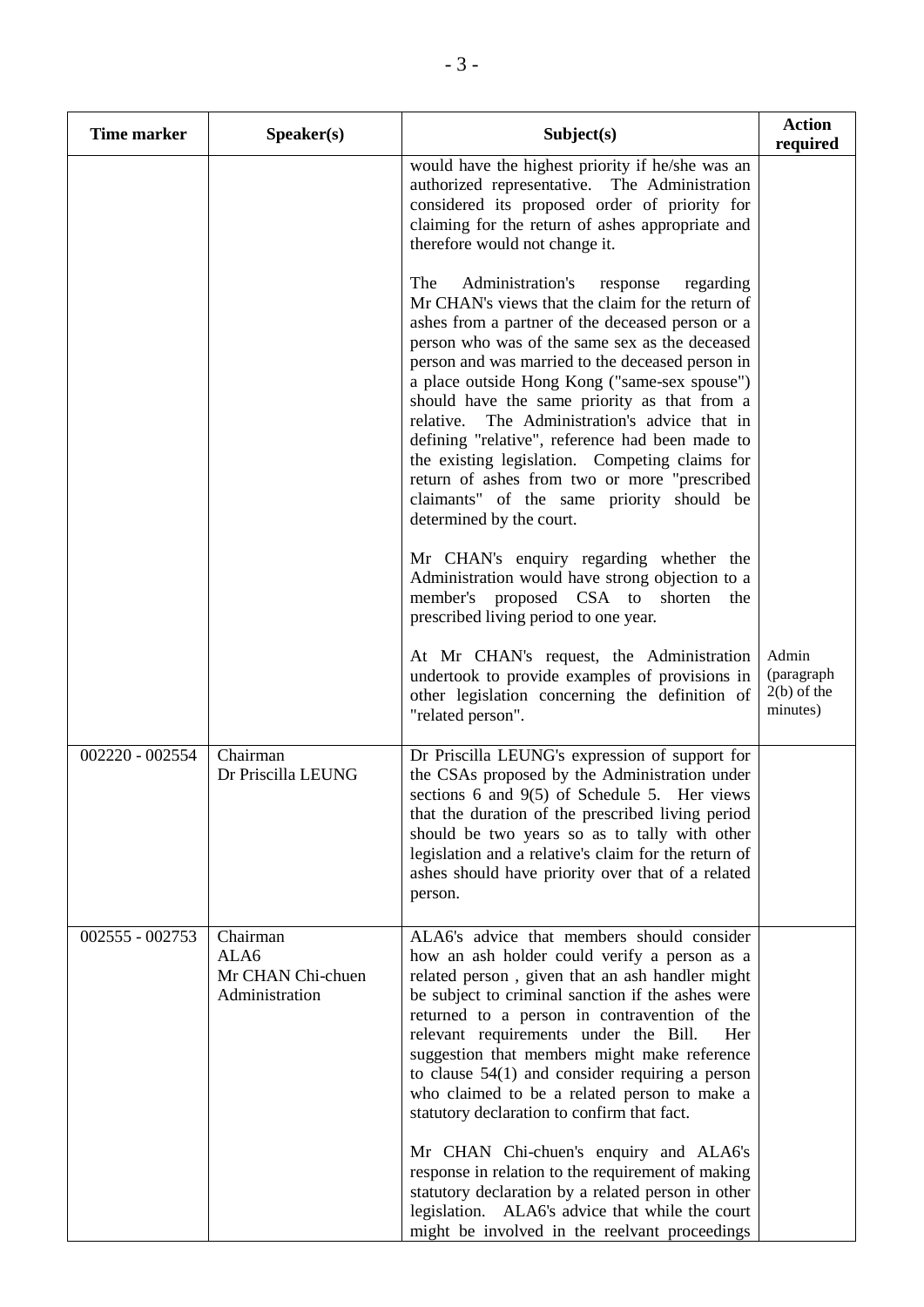| Time marker | Speaker(s) | Subject(s) | Action required |
|---|---|---|---|
| | | would have the highest priority if he/she was an authorized representative. The Administration considered its proposed order of priority for claiming for the return of ashes appropriate and therefore would not change it.<br><br>The Administration's response regarding Mr CHAN's views that the claim for the return of ashes from a partner of the deceased person or a person who was of the same sex as the deceased person and was married to the deceased person in a place outside Hong Kong ("same-sex spouse") should have the same priority as that from a relative. The Administration's advice that in defining "relative", reference had been made to the existing legislation. Competing claims for return of ashes from two or more "prescribed claimants" of the same priority should be determined by the court.<br><br>Mr CHAN's enquiry regarding whether the Administration would have strong objection to a member's proposed CSA to shorten the prescribed living period to one year.<br><br>At Mr CHAN's request, the Administration undertook to provide examples of provisions in other legislation concerning the definition of "related person". | <br><br><br><br><br><br><br><br><br><br><br><br><br><br><br><br><br><br><br><br><br><br>Admin (paragraph 2(b) of the minutes) |
| 002220 - 002554 | Chairman<br>Dr Priscilla LEUNG | Dr Priscilla LEUNG's expression of support for the CSAs proposed by the Administration under sections 6 and 9(5) of Schedule 5. Her views that the duration of the prescribed living period should be two years so as to tally with other legislation and a relative's claim for the return of ashes should have priority over that of a related person. | |
| 002555 - 002753 | Chairman<br>ALA6<br>Mr CHAN Chi-chuen<br>Administration | ALA6's advice that members should consider how an ash holder could verify a person as a related person , given that an ash handler might be subject to criminal sanction if the ashes were returned to a person in contravention of the relevant requirements under the Bill. Her suggestion that members might make reference to clause 54(1) and consider requiring a person who claimed to be a related person to make a statutory declaration to confirm that fact.<br><br>Mr CHAN Chi-chuen's enquiry and ALA6's response in relation to the requirement of making statutory declaration by a related person in other legislation. ALA6's advice that while the court might be involved in the reelvant proceedings | |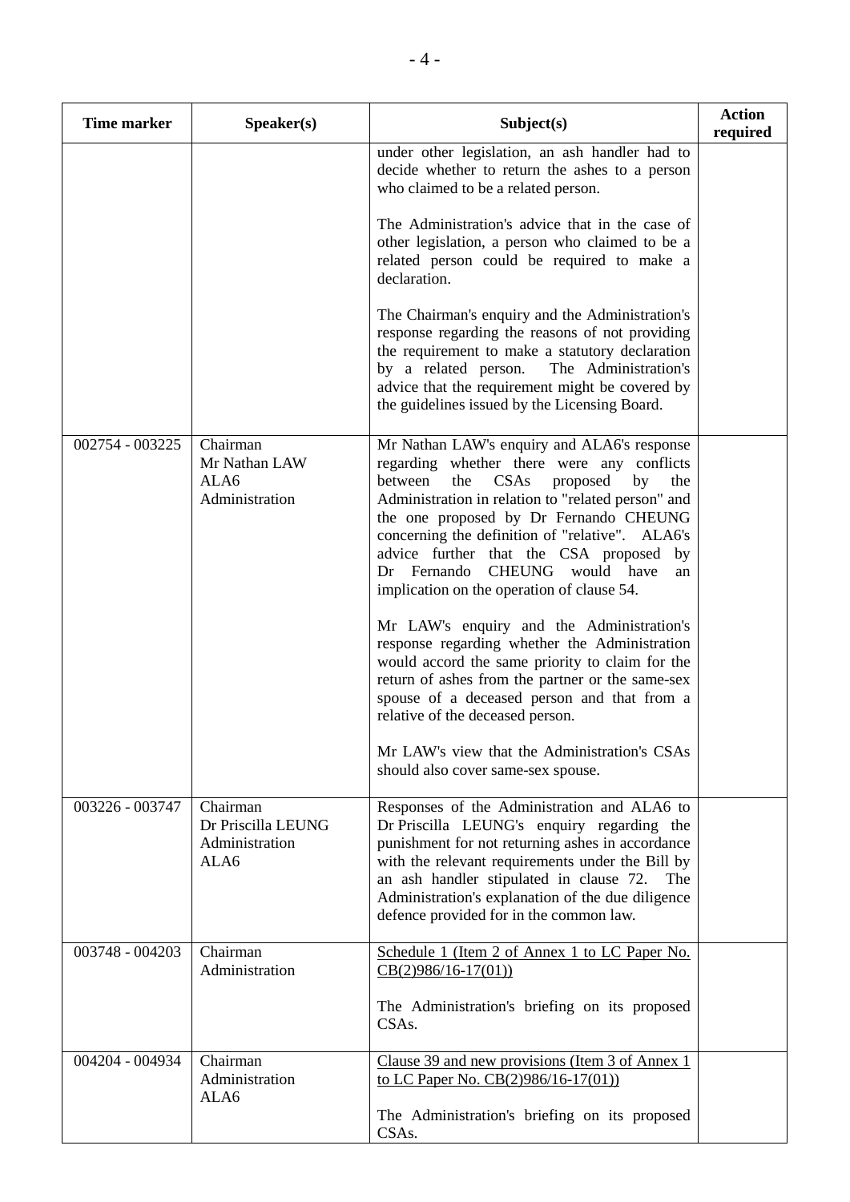| Time marker | Speaker(s) | Subject(s) | Action required |
|---|---|---|---|
| | | under other legislation, an ash handler had to decide whether to return the ashes to a person who claimed to be a related person.<br><br>The Administration's advice that in the case of other legislation, a person who claimed to be a related person could be required to make a declaration.<br><br>The Chairman's enquiry and the Administration's response regarding the reasons of not providing the requirement to make a statutory declaration by a related person. The Administration's advice that the requirement might be covered by the guidelines issued by the Licensing Board. | |
| 002754 - 003225 | Chairman<br>Mr Nathan LAW<br>ALA6<br>Administration | Mr Nathan LAW's enquiry and ALA6's response regarding whether there were any conflicts between the CSAs proposed by the Administration in relation to "related person" and the one proposed by Dr Fernando CHEUNG concerning the definition of "relative". ALA6's advice further that the CSA proposed by Dr Fernando CHEUNG would have an implication on the operation of clause 54.<br><br>Mr LAW's enquiry and the Administration's response regarding whether the Administration would accord the same priority to claim for the return of ashes from the partner or the same-sex spouse of a deceased person and that from a relative of the deceased person.<br><br>Mr LAW's view that the Administration's CSAs should also cover same-sex spouse. | |
| 003226 - 003747 | Chairman<br>Dr Priscilla LEUNG<br>Administration<br>ALA6 | Responses of the Administration and ALA6 to Dr Priscilla LEUNG's enquiry regarding the punishment for not returning ashes in accordance with the relevant requirements under the Bill by an ash handler stipulated in clause 72. The Administration's explanation of the due diligence defence provided for in the common law. | |
| 003748 - 004203 | Chairman<br>Administration | Schedule 1 (Item 2 of Annex 1 to LC Paper No. CB(2)986/16-17(01))<br><br>The Administration's briefing on its proposed CSAs. | |
| 004204 - 004934 | Chairman<br>Administration<br>ALA6 | Clause 39 and new provisions (Item 3 of Annex 1 to LC Paper No. CB(2)986/16-17(01))<br><br>The Administration's briefing on its proposed CSAs. | |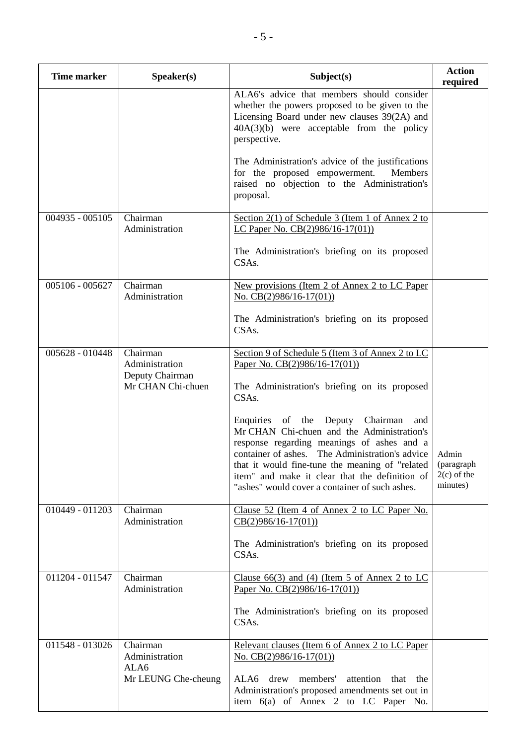| Time marker | Speaker(s) | Subject(s) | Action required |
|---|---|---|---|
| | | ALA6's advice that members should consider whether the powers proposed to be given to the Licensing Board under new clauses 39(2A) and 40A(3)(b) were acceptable from the policy perspective.<br><br>The Administration's advice of the justifications for the proposed empowerment. Members raised no objection to the Administration's proposal. | |
| 004935 - 005105 | Chairman<br>Administration | <u>Section 2(1) of Schedule 3 (Item 1 of Annex 2 to LC Paper No. CB(2)986/16-17(01))</u><br><br>The Administration's briefing on its proposed CSAs. | |
| 005106 - 005627 | Chairman<br>Administration | <u>New provisions (Item 2 of Annex 2 to LC Paper No. CB(2)986/16-17(01))</u><br><br>The Administration's briefing on its proposed CSAs. | |
| 005628 - 010448 | Chairman<br>Administration<br>Deputy Chairman<br>Mr CHAN Chi-chuen | <u>Section 9 of Schedule 5 (Item 3 of Annex 2 to LC Paper No. CB(2)986/16-17(01))</u><br><br>The Administration's briefing on its proposed CSAs.<br><br>Enquiries of the Deputy Chairman and Mr CHAN Chi-chuen and the Administration's response regarding meanings of ashes and a container of ashes. The Administration's advice that it would fine-tune the meaning of "related item" and make it clear that the definition of "ashes" would cover a container of such ashes. | Admin (paragraph 2(c) of the minutes) |
| 010449 - 011203 | Chairman<br>Administration | <u>Clause 52 (Item 4 of Annex 2 to LC Paper No. CB(2)986/16-17(01))</u><br><br>The Administration's briefing on its proposed CSAs. | |
| 011204 - 011547 | Chairman<br>Administration | <u>Clause 66(3) and (4) (Item 5 of Annex 2 to LC Paper No. CB(2)986/16-17(01))</u><br><br>The Administration's briefing on its proposed CSAs. | |
| 011548 - 013026 | Chairman<br>Administration<br>ALA6<br>Mr LEUNG Che-cheung | <u>Relevant clauses (Item 6 of Annex 2 to LC Paper No. CB(2)986/16-17(01))</u><br><br>ALA6 drew members' attention that the Administration's proposed amendments set out in item 6(a) of Annex 2 to LC Paper No. | |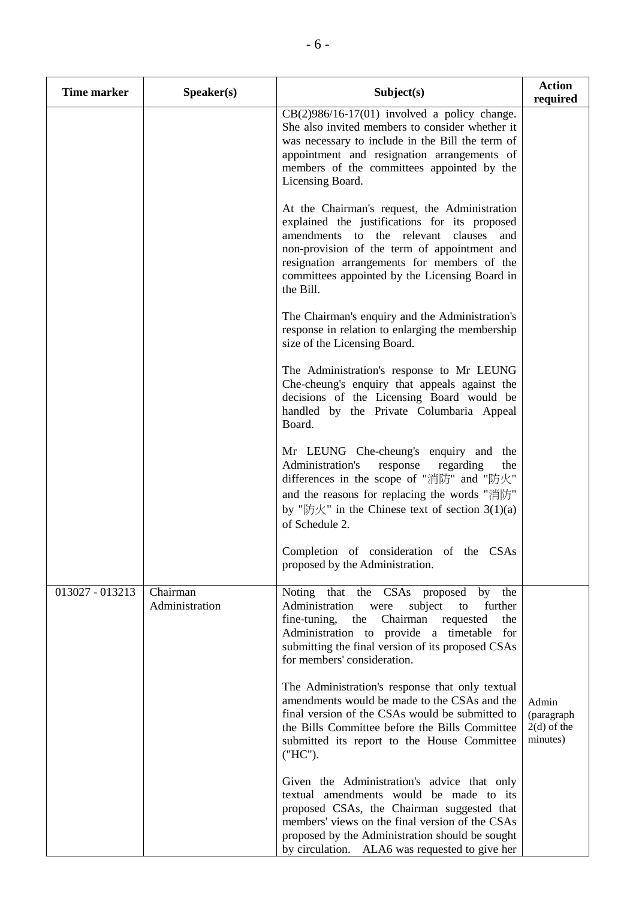| Time marker | Speaker(s) | Subject(s) | Action required |
|---|---|---|---|
| | | CB(2)986/16-17(01) involved a policy change. She also invited members to consider whether it was necessary to include in the Bill the term of appointment and resignation arrangements of members of the committees appointed by the Licensing Board.<br><br>At the Chairman's request, the Administration explained the justifications for its proposed amendments to the relevant clauses and non-provision of the term of appointment and resignation arrangements for members of the committees appointed by the Licensing Board in the Bill.<br><br>The Chairman's enquiry and the Administration's response in relation to enlarging the membership size of the Licensing Board.<br><br>The Administration's response to Mr LEUNG Che-cheung's enquiry that appeals against the decisions of the Licensing Board would be handled by the Private Columbaria Appeal Board.<br><br>Mr LEUNG Che-cheung's enquiry and the Administration's response regarding the differences in the scope of "消防" and "防火" and the reasons for replacing the words "消防" by "防火" in the Chinese text of section 3(1)(a) of Schedule 2.<br><br>Completion of consideration of the CSAs proposed by the Administration. | |
| 013027 - 013213 | Chairman<br>Administration | Noting that the CSAs proposed by the Administration were subject to further fine-tuning, the Chairman requested the Administration to provide a timetable for submitting the final version of its proposed CSAs for members' consideration.<br><br>The Administration's response that only textual amendments would be made to the CSAs and the final version of the CSAs would be submitted to the Bills Committee before the Bills Committee submitted its report to the House Committee ("HC").<br><br>Given the Administration's advice that only textual amendments would be made to its proposed CSAs, the Chairman suggested that members' views on the final version of the CSAs proposed by the Administration should be sought by circulation. ALA6 was requested to give her | Admin (paragraph 2(d) of the minutes) |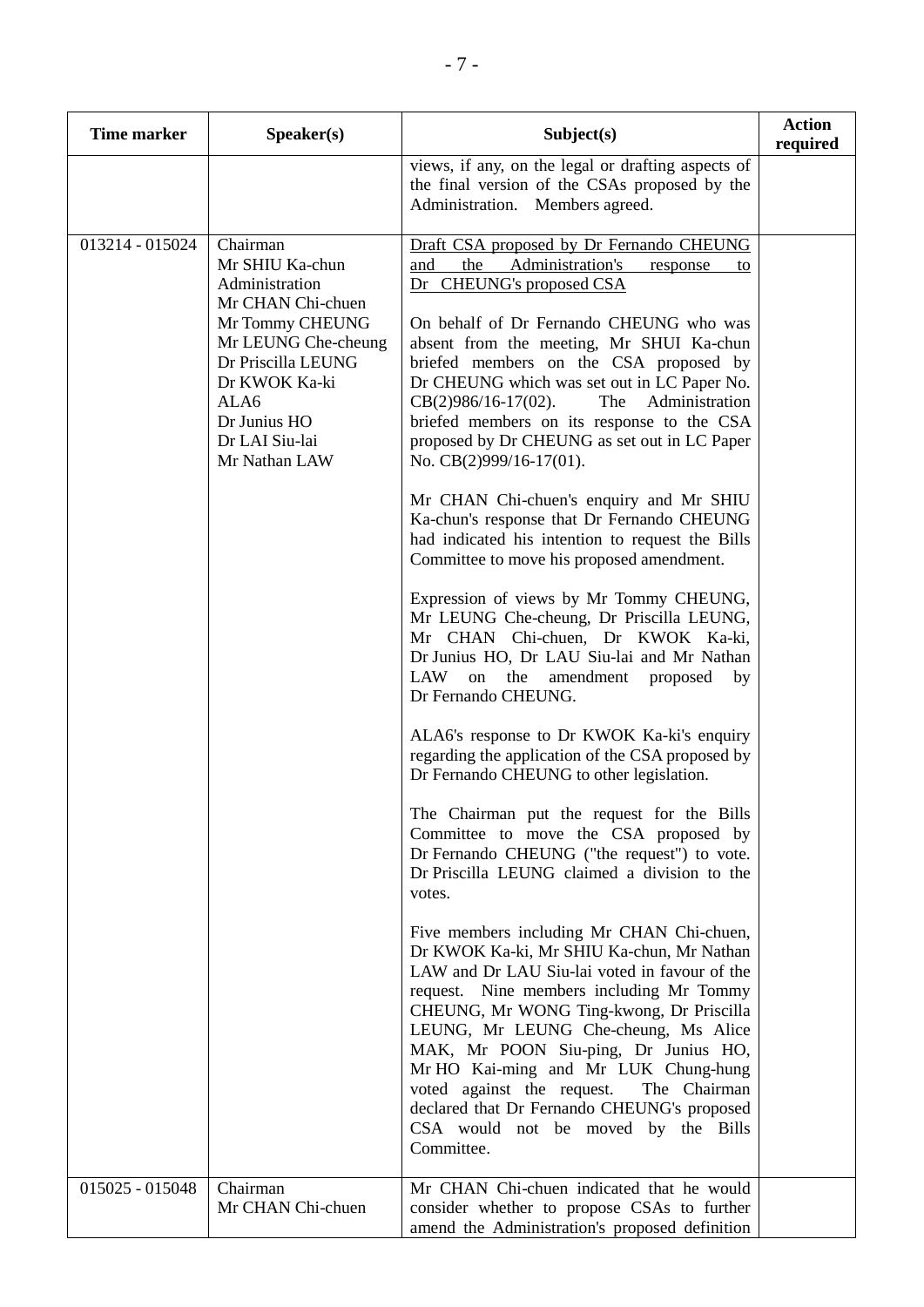| Time marker | Speaker(s) | Subject(s) | Action required |
|---|---|---|---|
| | | views, if any, on the legal or drafting aspects of the final version of the CSAs proposed by the Administration. Members agreed. | |
| 013214 - 015024 | Chairman<br>Mr SHIU Ka-chun<br>Administration<br>Mr CHAN Chi-chuen<br>Mr Tommy CHEUNG<br>Mr LEUNG Che-cheung<br>Dr Priscilla LEUNG<br>Dr KWOK Ka-ki<br>ALA6<br>Dr Junius HO<br>Dr LAI Siu-lai<br>Mr Nathan LAW | <u>Draft CSA proposed by Dr Fernando CHEUNG and the Administration's response to Dr CHEUNG's proposed CSA</u><br><br>On behalf of Dr Fernando CHEUNG who was absent from the meeting, Mr SHUI Ka-chun briefed members on the CSA proposed by Dr CHEUNG which was set out in LC Paper No. CB(2)986/16-17(02). The Administration briefed members on its response to the CSA proposed by Dr CHEUNG as set out in LC Paper No. CB(2)999/16-17(01).<br><br>Mr CHAN Chi-chuen's enquiry and Mr SHIU Ka-chun's response that Dr Fernando CHEUNG had indicated his intention to request the Bills Committee to move his proposed amendment.<br><br>Expression of views by Mr Tommy CHEUNG, Mr LEUNG Che-cheung, Dr Priscilla LEUNG, Mr CHAN Chi-chuen, Dr KWOK Ka-ki, Dr Junius HO, Dr LAU Siu-lai and Mr Nathan LAW on the amendment proposed by Dr Fernando CHEUNG.<br><br>ALA6's response to Dr KWOK Ka-ki's enquiry regarding the application of the CSA proposed by Dr Fernando CHEUNG to other legislation.<br><br>The Chairman put the request for the Bills Committee to move the CSA proposed by Dr Fernando CHEUNG ("the request") to vote. Dr Priscilla LEUNG claimed a division to the votes.<br><br>Five members including Mr CHAN Chi-chuen, Dr KWOK Ka-ki, Mr SHIU Ka-chun, Mr Nathan LAW and Dr LAU Siu-lai voted in favour of the request. Nine members including Mr Tommy CHEUNG, Mr WONG Ting-kwong, Dr Priscilla LEUNG, Mr LEUNG Che-cheung, Ms Alice MAK, Mr POON Siu-ping, Dr Junius HO, Mr HO Kai-ming and Mr LUK Chung-hung voted against the request. The Chairman declared that Dr Fernando CHEUNG's proposed CSA would not be moved by the Bills Committee. | |
| 015025 - 015048 | Chairman<br>Mr CHAN Chi-chuen | Mr CHAN Chi-chuen indicated that he would consider whether to propose CSAs to further amend the Administration's proposed definition | |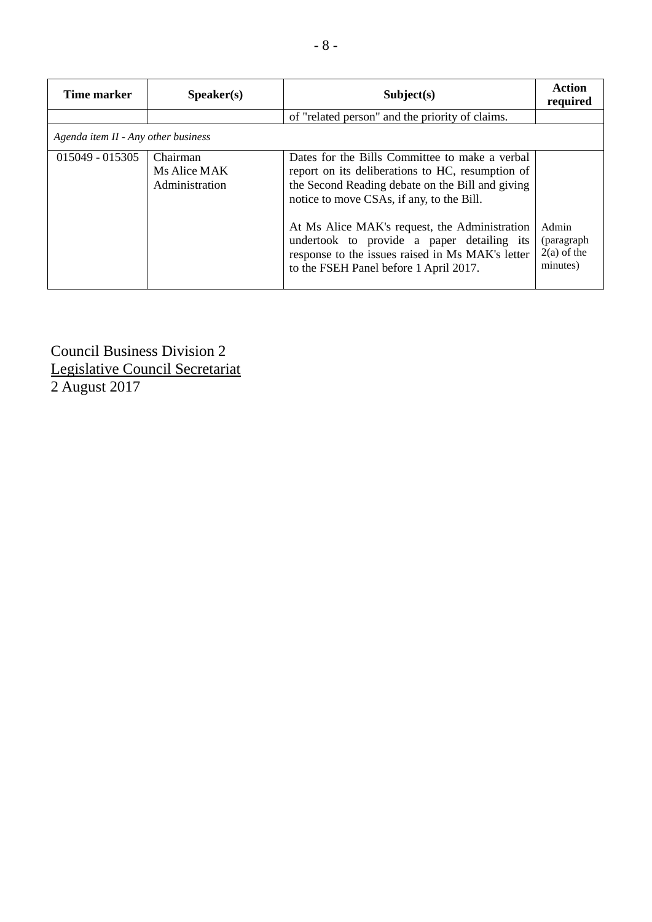| Time marker | Speaker(s) | Subject(s) | Action required |
|---|---|---|---|
| | | of "related person" and the priority of claims. | |
| *Agenda item II - Any other business* | | | |
| 015049 - 015305 | Chairman<br>Ms Alice MAK<br>Administration | Dates for the Bills Committee to make a verbal report on its deliberations to HC, resumption of the Second Reading debate on the Bill and giving notice to move CSAs, if any, to the Bill.<br><br>At Ms Alice MAK's request, the Administration undertook to provide a paper detailing its response to the issues raised in Ms MAK's letter to the FSEH Panel before 1 April 2017. | Admin (paragraph 2(a) of the minutes) |

Council Business Division 2
Legislative Council Secretariat
2 August 2017